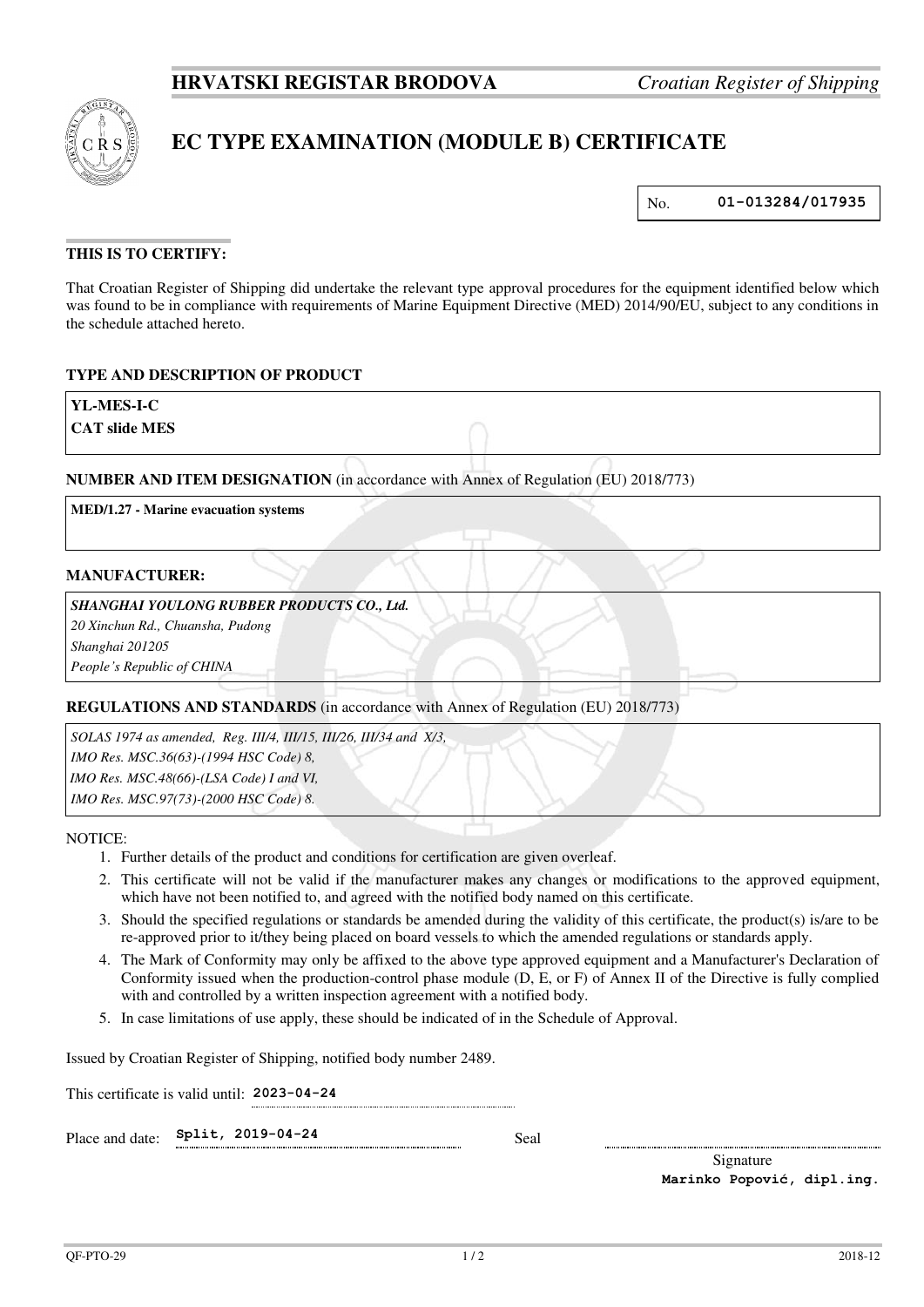**HRVATSKI REGISTAR BRODOVA** *Croatian Register of Shipping*

# EC TYPE EXAMINATION (MODULE B) CERTIFICATE

No. **01-013284/017935**

## THIS IS TO CERTIFY:

That Croatian Register of Shipping did undertake the relevant type approval procedures for the equipment identified below which was found to be in compliance with requirements of Marine Equipment Directive (MED) 2014/90/EU, subject to any conditions in the schedule attached hereto.

### TYPE AND DESCRIPTION OF PRODUCT

**YL-MES-I-C**
**CAT slide MES**

### NUMBER AND ITEM DESIGNATION (in accordance with Annex of Regulation (EU) 2018/773)

**MED/1.27 - Marine evacuation systems**

### MANUFACTURER:

***SHANGHAI YOULONG RUBBER PRODUCTS CO., Ltd.***
*20 Xinchun Rd., Chuansha, Pudong*
*Shanghai 201205*
*People's Republic of CHINA*

### REGULATIONS AND STANDARDS (in accordance with Annex of Regulation (EU) 2018/773)

*SOLAS 1974 as amended, Reg. III/4, III/15, III/26, III/34 and X/3,*
*IMO Res. MSC.36(63)-(1994 HSC Code) 8,*
*IMO Res. MSC.48(66)-(LSA Code) I and VI,*
*IMO Res. MSC.97(73)-(2000 HSC Code) 8.*

NOTICE:

1. Further details of the product and conditions for certification are given overleaf.
2. This certificate will not be valid if the manufacturer makes any changes or modifications to the approved equipment, which have not been notified to, and agreed with the notified body named on this certificate.
3. Should the specified regulations or standards be amended during the validity of this certificate, the product(s) is/are to be re-approved prior to it/they being placed on board vessels to which the amended regulations or standards apply.
4. The Mark of Conformity may only be affixed to the above type approved equipment and a Manufacturer's Declaration of Conformity issued when the production-control phase module (D, E, or F) of Annex II of the Directive is fully complied with and controlled by a written inspection agreement with a notified body.
5. In case limitations of use apply, these should be indicated of in the Schedule of Approval.

Issued by Croatian Register of Shipping, notified body number 2489.

This certificate is valid until: **2023-04-24**

Place and date: **Split, 2019-04-24**

Seal

Signature
**Marinko Popović, dipl.ing.**

QF-PTO-29 2018-12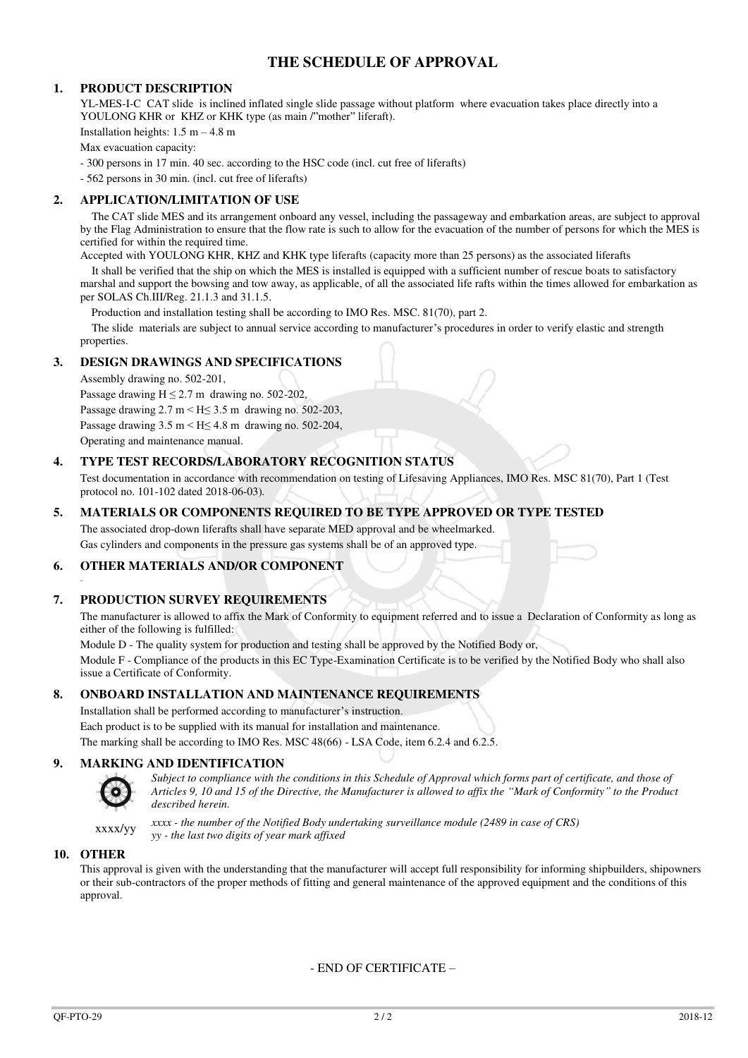# THE SCHEDULE OF APPROVAL

## 1. PRODUCT DESCRIPTION

YL-MES-I-C CAT slide is inclined inflated single slide passage without platform where evacuation takes place directly into a YOULONG KHR or KHZ or KHK type (as main /"mother" liferaft).

Installation heights: 1.5 m – 4.8 m

Max evacuation capacity:

- 300 persons in 17 min. 40 sec. according to the HSC code (incl. cut free of liferafts)
- 562 persons in 30 min. (incl. cut free of liferafts)

## 2. APPLICATION/LIMITATION OF USE

The CAT slide MES and its arrangement onboard any vessel, including the passageway and embarkation areas, are subject to approval by the Flag Administration to ensure that the flow rate is such to allow for the evacuation of the number of persons for which the MES is certified for within the required time.

Accepted with YOULONG KHR, KHZ and KHK type liferafts (capacity more than 25 persons) as the associated liferafts

It shall be verified that the ship on which the MES is installed is equipped with a sufficient number of rescue boats to satisfactory marshal and support the bowsing and tow away, as applicable, of all the associated life rafts within the times allowed for embarkation as per SOLAS Ch.III/Reg. 21.1.3 and 31.1.5.

Production and installation testing shall be according to IMO Res. MSC. 81(70), part 2.

The slide materials are subject to annual service according to manufacturer's procedures in order to verify elastic and strength properties.

## 3. DESIGN DRAWINGS AND SPECIFICATIONS

Assembly drawing no. 502-201,

Passage drawing H ≤ 2.7 m drawing no. 502-202,

Passage drawing 2.7 m < H≤ 3.5 m drawing no. 502-203,

Passage drawing 3.5 m < H≤ 4.8 m drawing no. 502-204,

Operating and maintenance manual.

## 4. TYPE TEST RECORDS/LABORATORY RECOGNITION STATUS

Test documentation in accordance with recommendation on testing of Lifesaving Appliances, IMO Res. MSC 81(70), Part 1 (Test protocol no. 101-102 dated 2018-06-03).

## 5. MATERIALS OR COMPONENTS REQUIRED TO BE TYPE APPROVED OR TYPE TESTED

The associated drop-down liferafts shall have separate MED approval and be wheelmarked.

Gas cylinders and components in the pressure gas systems shall be of an approved type.

## 6. OTHER MATERIALS AND/OR COMPONENT

-

## 7. PRODUCTION SURVEY REQUIREMENTS

The manufacturer is allowed to affix the Mark of Conformity to equipment referred and to issue a Declaration of Conformity as long as either of the following is fulfilled:

Module D - The quality system for production and testing shall be approved by the Notified Body or,

Module F - Compliance of the products in this EC Type-Examination Certificate is to be verified by the Notified Body who shall also issue a Certificate of Conformity.

## 8. ONBOARD INSTALLATION AND MAINTENANCE REQUIREMENTS

Installation shall be performed according to manufacturer's instruction.

Each product is to be supplied with its manual for installation and maintenance.

The marking shall be according to IMO Res. MSC 48(66) - LSA Code, item 6.2.4 and 6.2.5.

## 9. MARKING AND IDENTIFICATION

*Subject to compliance with the conditions in this Schedule of Approval which forms part of certificate, and those of Articles 9, 10 and 15 of the Directive, the Manufacturer is allowed to affix the "Mark of Conformity" to the Product described herein.*

xxxx/yy

*xxxx - the number of the Notified Body undertaking surveillance module (2489 in case of CRS)*
*yy - the last two digits of year mark affixed*

## 10. OTHER

This approval is given with the understanding that the manufacturer will accept full responsibility for informing shipbuilders, shipowners or their sub-contractors of the proper methods of fitting and general maintenance of the approved equipment and the conditions of this approval.

- END OF CERTIFICATE –